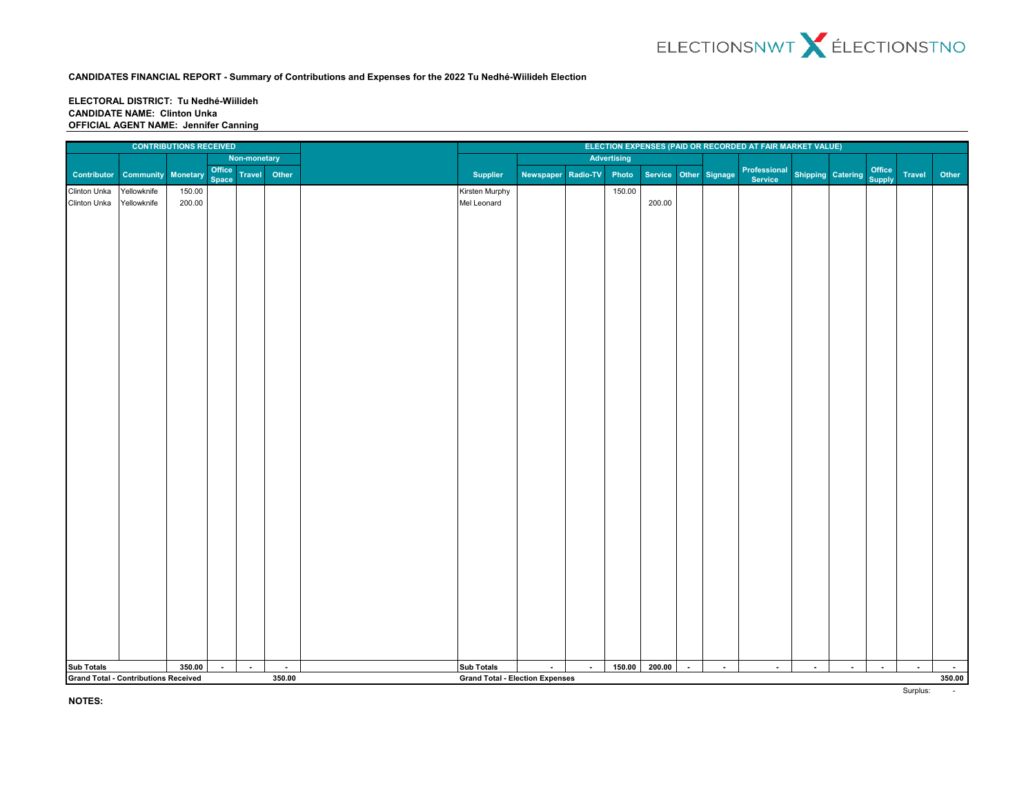ELECTIONSNWT ÉLECTIONSTNO

**CANDIDATES FINANCIAL REPORT - Summary of Contributions and Expenses for the 2022 Tu Nedhé-Wiilideh Election**

**ELECTORAL DISTRICT: Tu Nedhé-Wiilideh**
**CANDIDATE NAME: Clinton Unka**
**OFFICIAL AGENT NAME: Jennifer Canning**

| CONTRIBUTIONS RECEIVED | | | | | |
|---|---|---|---|---|---|
| | | | Non-monetary | | |
| Contributor | Community | Monetary | Office Space | Travel | Other |
| Clinton Unka | Yellowknife | 150.00 | | | |
| Clinton Unka | Yellowknife | 200.00 | | | |
| **Sub Totals** | | **350.00** | **-** | **-** | **-** |
| **Grand Total - Contributions Received** | | | | | **350.00** |

| ELECTION EXPENSES (PAID OR RECORDED AT FAIR MARKET VALUE) | | | | | | | | | | | | | |
|---|---|---|---|---|---|---|---|---|---|---|---|---|---|
| | Advertising | | | | | | | | | | | | |
| Supplier | Newspaper | Radio-TV | Photo | Service | Other | Signage | Professional Service | Shipping | Catering | Office Supply | Travel | Other |
| Kirsten Murphy | | | 150.00 | | | | | | | | | |
| Mel Leonard | | | | 200.00 | | | | | | | | |
| **Sub Totals** | **-** | **-** | **150.00** | **200.00** | **-** | **-** | **-** | **-** | **-** | **-** | **-** | **-** |
| **Grand Total - Election Expenses** | | | | | | | | | | | | **350.00** |

Surplus: -

**NOTES:**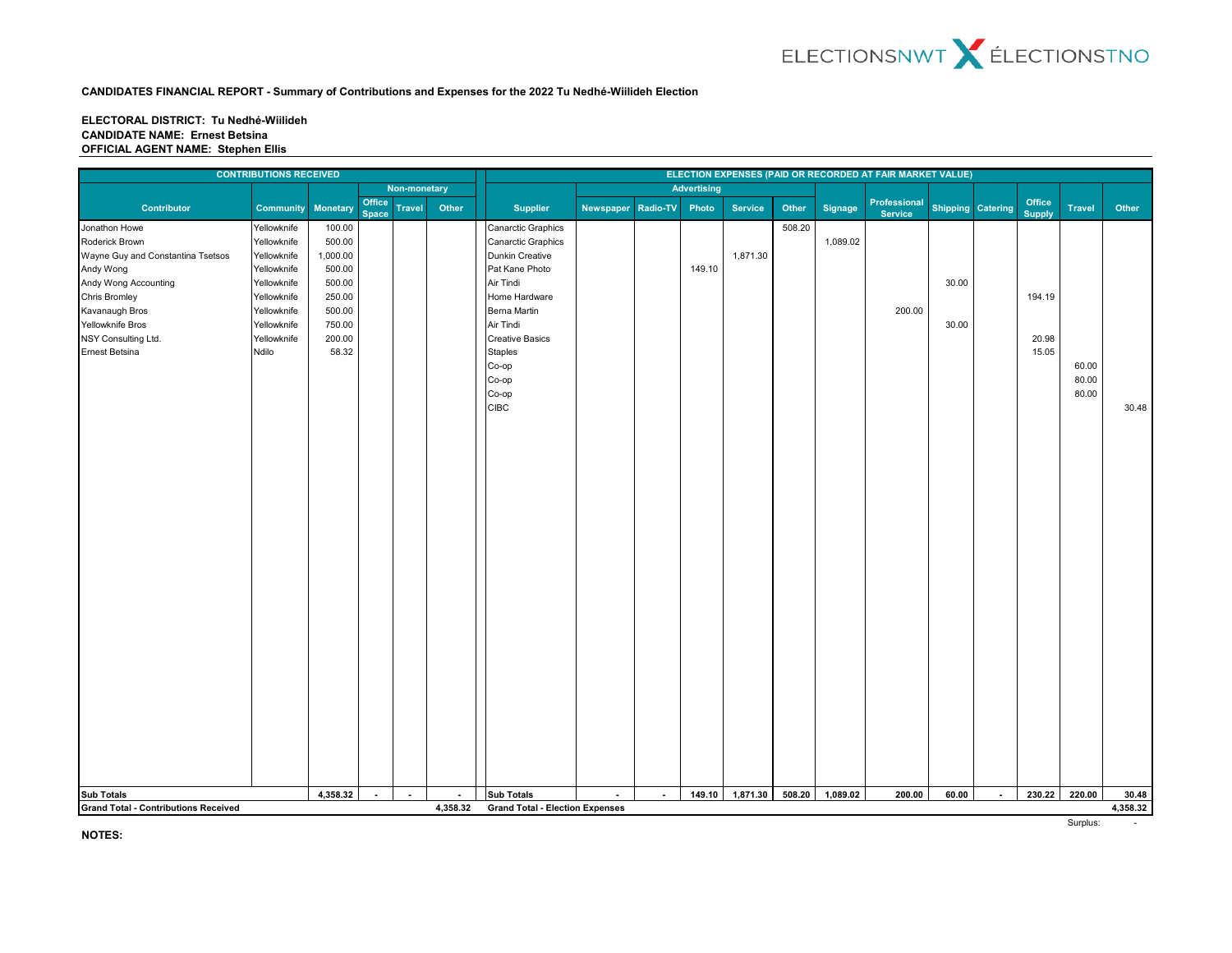ELECTIONSNWT ÉLECTIONSTNO

**CANDIDATES FINANCIAL REPORT - Summary of Contributions and Expenses for the 2022 Tu Nedhé-Wiilideh Election**

**ELECTORAL DISTRICT: Tu Nedhé-Wiilideh**
**CANDIDATE NAME: Ernest Betsina**
**OFFICIAL AGENT NAME: Stephen Ellis**

**CONTRIBUTIONS RECEIVED**

| Contributor | Community | Monetary | Non-monetary | | |
|---|---|---|---|---|---|
| | | | Office Space | Travel | Other |
| Jonathon Howe | Yellowknife | 100.00 | | | |
| Roderick Brown | Yellowknife | 500.00 | | | |
| Wayne Guy and Constantina Tsetsos | Yellowknife | 1,000.00 | | | |
| Andy Wong | Yellowknife | 500.00 | | | |
| Andy Wong Accounting | Yellowknife | 500.00 | | | |
| Chris Bromley | Yellowknife | 250.00 | | | |
| Kavanaugh Bros | Yellowknife | 500.00 | | | |
| Yellowknife Bros | Yellowknife | 750.00 | | | |
| NSY Consulting Ltd. | Yellowknife | 200.00 | | | |
| Ernest Betsina | Ndilo | 58.32 | | | |
| **Sub Totals** | | **4,358.32** | **-** | **-** | **-** |
| **Grand Total - Contributions Received** | | | | | **4,358.32** |

**ELECTION EXPENSES (PAID OR RECORDED AT FAIR MARKET VALUE)**

| Supplier | Advertising | | | | | Signage | Professional Service | Shipping | Catering | Office Supply | Travel | Other |
|---|---|---|---|---|---|---|---|---|---|---|---|---|
| | Newspaper | Radio-TV | Photo | Service | Other | | | | | | | |
| Canarctic Graphics | | | | | 508.20 | | | | | | | |
| Canarctic Graphics | | | | | | 1,089.02 | | | | | | |
| Dunkin Creative | | | | 1,871.30 | | | | | | | | |
| Pat Kane Photo | | | 149.10 | | | | | | | | | |
| Air Tindi | | | | | | | | 30.00 | | | | |
| Home Hardware | | | | | | | | | | 194.19 | | |
| Berna Martin | | | | | | | 200.00 | | | | | |
| Air Tindi | | | | | | | | 30.00 | | | | |
| Creative Basics | | | | | | | | | | 20.98 | | |
| Staples | | | | | | | | | | 15.05 | | |
| Co-op | | | | | | | | | | | 60.00 | |
| Co-op | | | | | | | | | | | 80.00 | |
| Co-op | | | | | | | | | | | 80.00 | |
| CIBC | | | | | | | | | | | | 30.48 |
| **Sub Totals** | **-** | **-** | **149.10** | **1,871.30** | **508.20** | **1,089.02** | **200.00** | **60.00** | **-** | **230.22** | **220.00** | **30.48** |
| **Grand Total - Election Expenses** | | | | | | | | | | | | **4,358.32** |

Surplus: -

**NOTES:**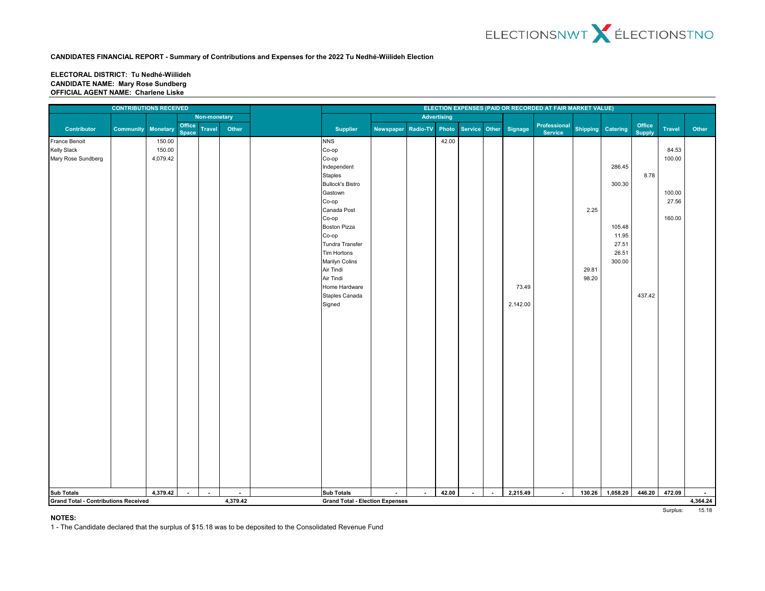ELECTIONSNWT ÉLECTIONSTNO

**CANDIDATES FINANCIAL REPORT - Summary of Contributions and Expenses for the 2022 Tu Nedhé-Wiilideh Election**

**ELECTORAL DISTRICT: Tu Nedhé-Wiilideh**
**CANDIDATE NAME: Mary Rose Sundberg**
**OFFICIAL AGENT NAME: Charlene Liske**

**CONTRIBUTIONS RECEIVED**

| Contributor | Community | Monetary | Non-monetary: Office Space | Non-monetary: Travel | Non-monetary: Other |
|---|---|---|---|---|---|
| France Benoit | | 150.00 | | | |
| Kelly Slack | | 150.00 | | | |
| Mary Rose Sundberg | | 4,079.42 | | | |
| **Sub Totals** | | **4,379.42** | **-** | **-** | **-** |
| **Grand Total - Contributions Received** | | | | | **4,379.42** |

**ELECTION EXPENSES (PAID OR RECORDED AT FAIR MARKET VALUE)**

| Supplier | Advertising: Newspaper | Advertising: Radio-TV | Advertising: Photo | Advertising: Service | Advertising: Other | Signage | Professional Service | Shipping | Catering | Office Supply | Travel | Other |
|---|---|---|---|---|---|---|---|---|---|---|---|---|
| NNS | | | 42.00 | | | | | | | | | |
| Co-op | | | | | | | | | | | 84.53 | |
| Co-op | | | | | | | | | | | 100.00 | |
| Independent | | | | | | | | | 286.45 | | | |
| Staples | | | | | | | | | | 8.78 | | |
| Bullock's Bistro | | | | | | | | | 300.30 | | | |
| Gastown | | | | | | | | | | | 100.00 | |
| Co-op | | | | | | | | | | | 27.56 | |
| Canada Post | | | | | | | | 2.25 | | | | |
| Co-op | | | | | | | | | | | 160.00 | |
| Boston Pizza | | | | | | | | | 105.48 | | | |
| Co-op | | | | | | | | | 11.95 | | | |
| Tundra Transfer | | | | | | | | | 27.51 | | | |
| Tim Hortons | | | | | | | | | 26.51 | | | |
| Marilyn Colins | | | | | | | | | 300.00 | | | |
| Air Tindi | | | | | | | | 29.81 | | | | |
| Air Tindi | | | | | | | | 98.20 | | | | |
| Home Hardware | | | | | | 73.49 | | | | | | |
| Staples Canada | | | | | | | | | | 437.42 | | |
| Signed | | | | | | 2,142.00 | | | | | | |
| **Sub Totals** | **-** | **-** | **42.00** | **-** | **-** | **2,215.49** | **-** | **130.26** | **1,058.20** | **446.20** | **472.09** | **-** |
| **Grand Total - Election Expenses** | | | | | | | | | | | | **4,364.24** |
| | | | | | | | | | | | Surplus: | 15.18 |

**NOTES:**

1 - The Candidate declared that the surplus of $15.18 was to be deposited to the Consolidated Revenue Fund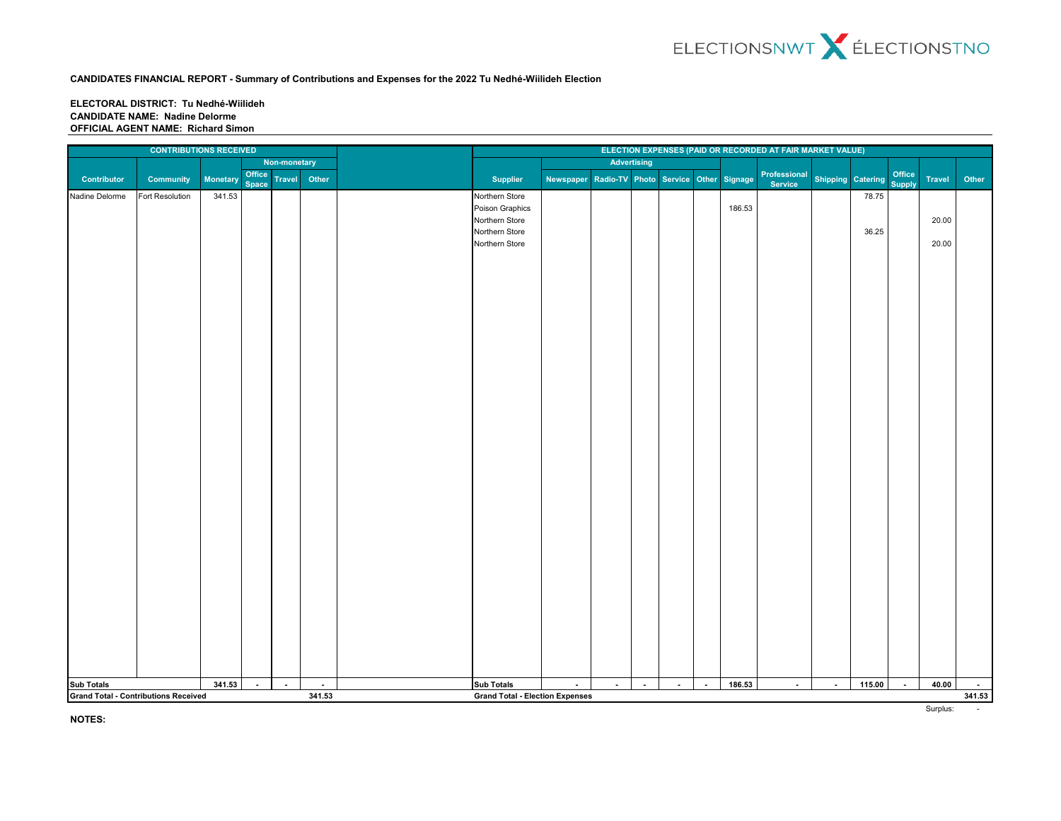ELECTIONSNWT ÉLECTIONSTNO

**CANDIDATES FINANCIAL REPORT - Summary of Contributions and Expenses for the 2022 Tu Nedhé-Wiilideh Election**

**ELECTORAL DISTRICT: Tu Nedhé-Wiilideh**
**CANDIDATE NAME: Nadine Delorme**
**OFFICIAL AGENT NAME: Richard Simon**

**CONTRIBUTIONS RECEIVED**

| Contributor | Community | Monetary | Non-monetary | | |
|---|---|---|---|---|---|
| | | | Office Space | Travel | Other |
| Nadine Delorme | Fort Resolution | 341.53 | | | |
| **Sub Totals** | | **341.53** | **-** | **-** | **-** |
| **Grand Total - Contributions Received** | | | | | **341.53** |

**ELECTION EXPENSES (PAID OR RECORDED AT FAIR MARKET VALUE)**

| Supplier | Advertising | | | | | Signage | Professional Service | Shipping | Catering | Office Supply | Travel | Other |
|---|---|---|---|---|---|---|---|---|---|---|---|---|
| | Newspaper | Radio-TV | Photo | Service | Other | | | | | | | |
| Northern Store | | | | | | | | | 78.75 | | | |
| Poison Graphics | | | | | | 186.53 | | | | | | |
| Northern Store | | | | | | | | | | | 20.00 | |
| Northern Store | | | | | | | | | 36.25 | | | |
| Northern Store | | | | | | | | | | | 20.00 | |
| **Sub Totals** | **-** | **-** | **-** | **-** | **-** | **186.53** | **-** | **-** | **115.00** | **-** | **40.00** | **-** |
| **Grand Total - Election Expenses** | | | | | | | | | | | | **341.53** |

Surplus: -

**NOTES:**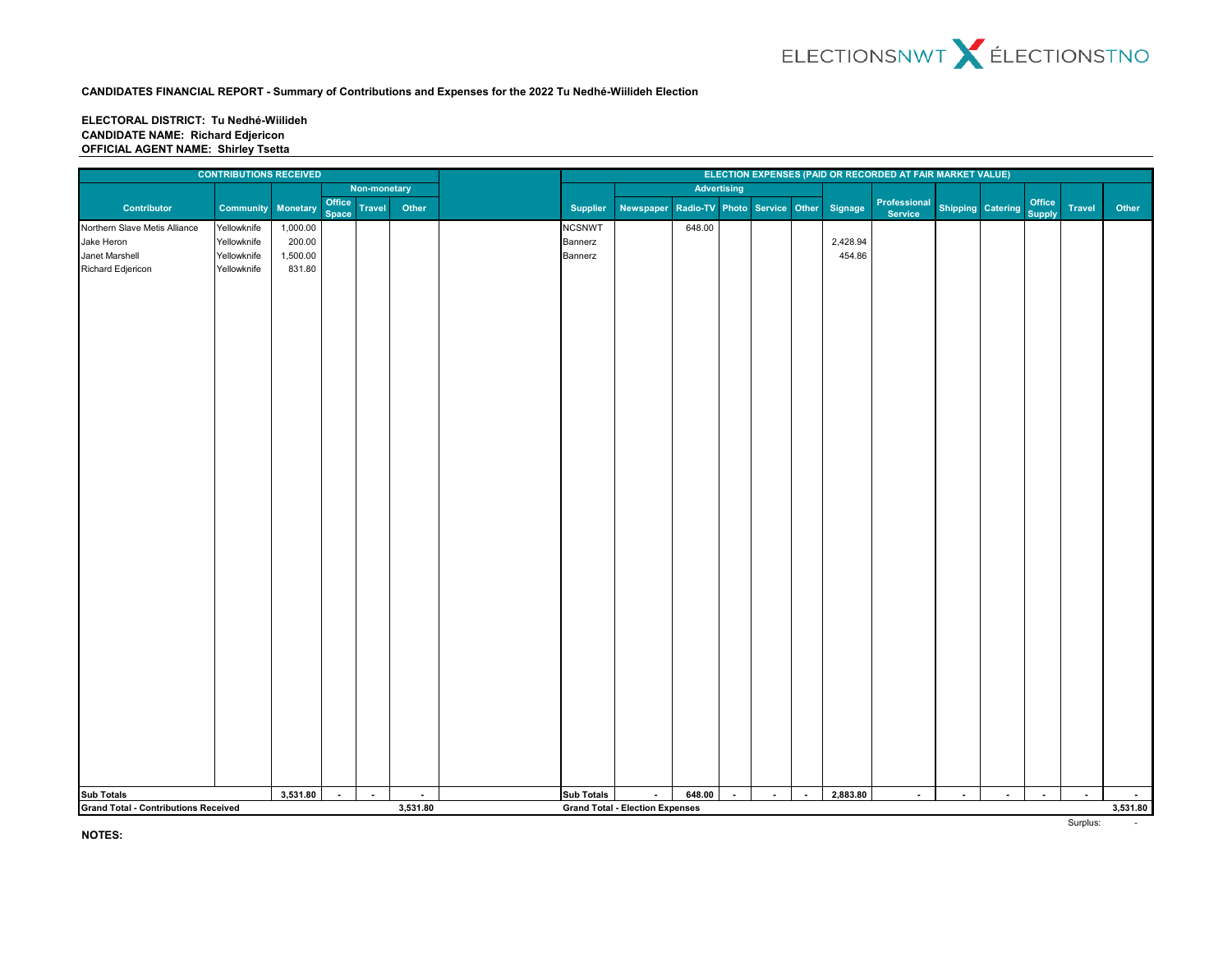**CANDIDATES FINANCIAL REPORT - Summary of Contributions and Expenses for the 2022 Tu Nedhé-Wiilideh Election**

**ELECTORAL DISTRICT: Tu Nedhé-Wiilideh**
**CANDIDATE NAME: Richard Edjericon**
**OFFICIAL AGENT NAME: Shirley Tsetta**

**CONTRIBUTIONS RECEIVED**

| Contributor | Community | Monetary | Non-monetary | | |
|---|---|---|---|---|---|
| | | | Office Space | Travel | Other |
| Northern Slave Metis Alliance | Yellowknife | 1,000.00 | | | |
| Jake Heron | Yellowknife | 200.00 | | | |
| Janet Marshell | Yellowknife | 1,500.00 | | | |
| Richard Edjericon | Yellowknife | 831.80 | | | |
| **Sub Totals** | | **3,531.80** | **-** | **-** | **-** |
| **Grand Total - Contributions Received** | | | | | **3,531.80** |

**ELECTION EXPENSES (PAID OR RECORDED AT FAIR MARKET VALUE)**

| Supplier | Advertising | | | | | Signage | Professional Service | Shipping | Catering | Office Supply | Travel | Other |
|---|---|---|---|---|---|---|---|---|---|---|---|---|
| | Newspaper | Radio-TV | Photo | Service | Other | | | | | | | |
| NCSNWT | | 648.00 | | | | | | | | | | |
| Bannerz | | | | | | 2,428.94 | | | | | | |
| Bannerz | | | | | | 454.86 | | | | | | |
| **Sub Totals** | **-** | **648.00** | **-** | **-** | **-** | **2,883.80** | **-** | **-** | **-** | **-** | **-** | **-** |
| **Grand Total - Election Expenses** | | | | | | | | | | | | **3,531.80** |

Surplus: -

**NOTES:**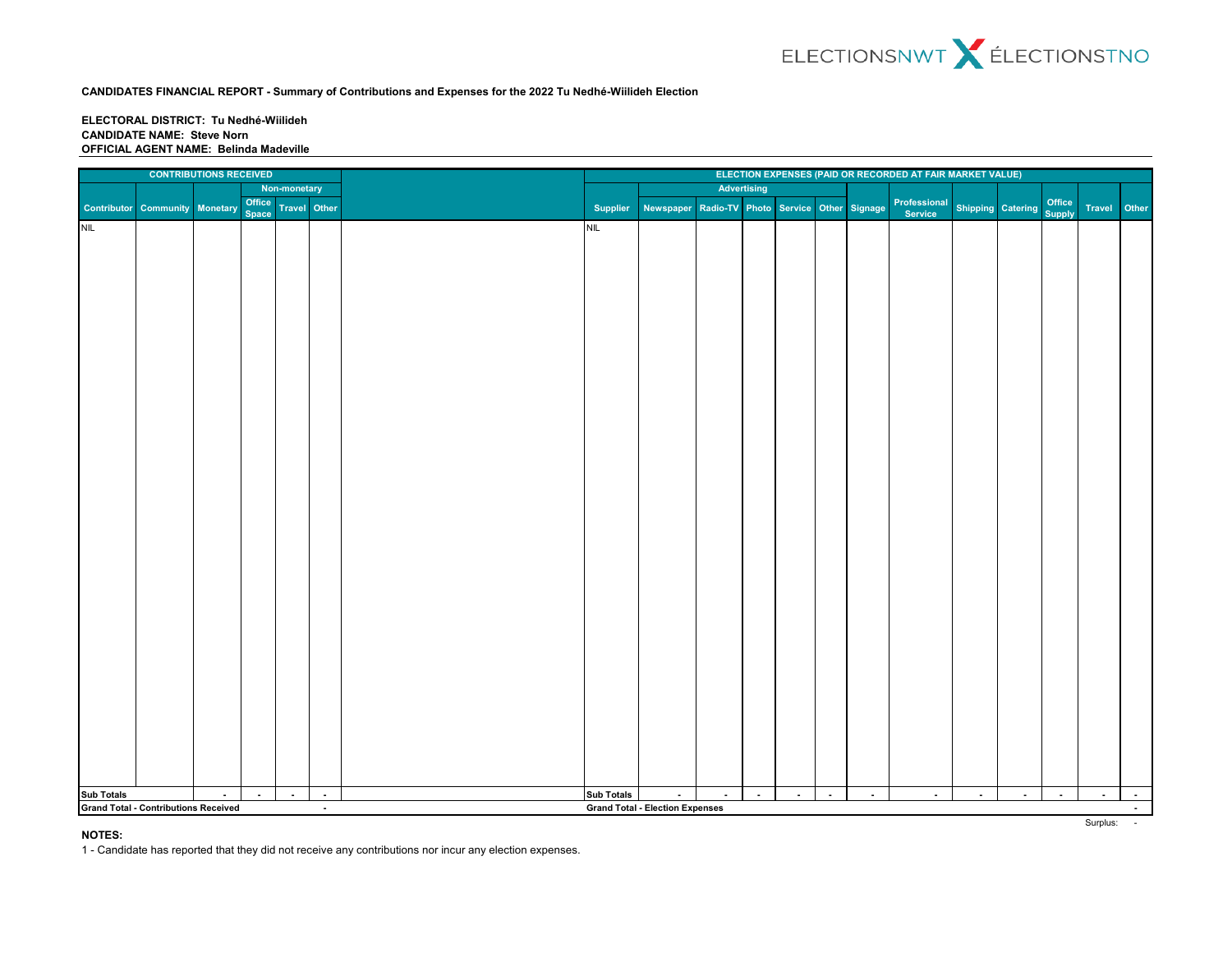ELECTIONSNWT ÉLECTIONSTNO

**CANDIDATES FINANCIAL REPORT - Summary of Contributions and Expenses for the 2022 Tu Nedhé-Wiilideh Election**

**ELECTORAL DISTRICT: Tu Nedhé-Wiilideh**
**CANDIDATE NAME: Steve Norn**
**OFFICIAL AGENT NAME: Belinda Madeville**

| CONTRIBUTIONS RECEIVED | | | | | |
|---|---|---|---|---|---|
| | | | Non-monetary | | |
| Contributor | Community | Monetary | Office Space | Travel | Other |
| NIL | | | | | |
| Sub Totals | | - | - | - | - |
| Grand Total - Contributions Received | | | | | - |

| ELECTION EXPENSES (PAID OR RECORDED AT FAIR MARKET VALUE) | | | | | | | | | | | | |
|---|---|---|---|---|---|---|---|---|---|---|---|---|
| | Advertising | | | | | | | | | | | |
| Supplier | Newspaper | Radio-TV | Photo | Service | Other | Signage | Professional Service | Shipping | Catering | Office Supply | Travel | Other |
| NIL | | | | | | | | | | | | |
| Sub Totals | - | - | - | - | - | - | - | - | - | - | - | - |
| Grand Total - Election Expenses | | | | | | | | | | | | - |

Surplus: -

**NOTES:**

1 - Candidate has reported that they did not receive any contributions nor incur any election expenses.